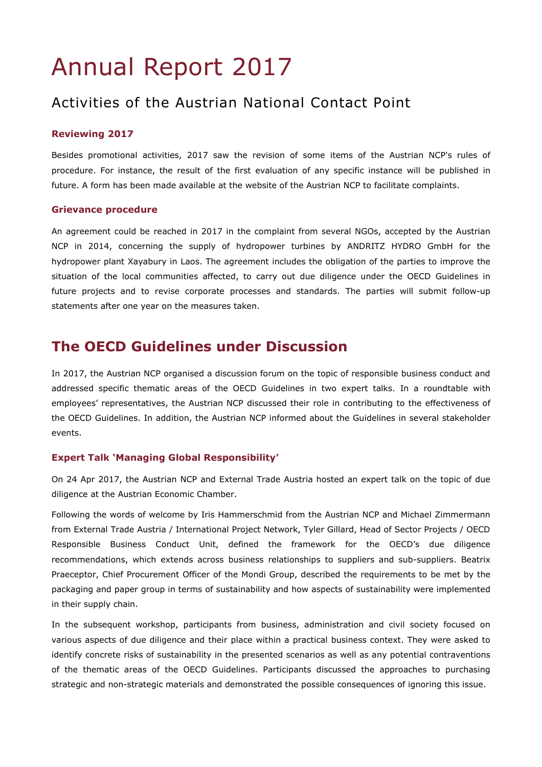# Annual Report 2017

## Activities of the Austrian National Contact Point

### Reviewing 2017

Besides promotional activities, 2017 saw the revision of some items of the Austrian NCP's rules of procedure. For instance, the result of the first evaluation of any specific instance will be published in future. A form has been made available at the website of the Austrian NCP to facilitate complaints.

### Grievance procedure

An agreement could be reached in 2017 in the complaint from several NGOs, accepted by the Austrian NCP in 2014, concerning the supply of hydropower turbines by ANDRITZ HYDRO GmbH for the hydropower plant Xayabury in Laos. The agreement includes the obligation of the parties to improve the situation of the local communities affected, to carry out due diligence under the OECD Guidelines in future projects and to revise corporate processes and standards. The parties will submit follow-up statements after one year on the measures taken.

## The OECD Guidelines under Discussion

In 2017, the Austrian NCP organised a discussion forum on the topic of responsible business conduct and addressed specific thematic areas of the OECD Guidelines in two expert talks. In a roundtable with employees' representatives, the Austrian NCP discussed their role in contributing to the effectiveness of the OECD Guidelines. In addition, the Austrian NCP informed about the Guidelines in several stakeholder events.

### Expert Talk 'Managing Global Responsibility'

On 24 Apr 2017, the Austrian NCP and External Trade Austria hosted an expert talk on the topic of due diligence at the Austrian Economic Chamber.

Following the words of welcome by Iris Hammerschmid from the Austrian NCP and Michael Zimmermann from External Trade Austria / International Project Network, Tyler Gillard, Head of Sector Projects / OECD Responsible Business Conduct Unit, defined the framework for the OECD's due diligence recommendations, which extends across business relationships to suppliers and sub-suppliers. Beatrix Praeceptor, Chief Procurement Officer of the Mondi Group, described the requirements to be met by the packaging and paper group in terms of sustainability and how aspects of sustainability were implemented in their supply chain.

In the subsequent workshop, participants from business, administration and civil society focused on various aspects of due diligence and their place within a practical business context. They were asked to identify concrete risks of sustainability in the presented scenarios as well as any potential contraventions of the thematic areas of the OECD Guidelines. Participants discussed the approaches to purchasing strategic and non-strategic materials and demonstrated the possible consequences of ignoring this issue.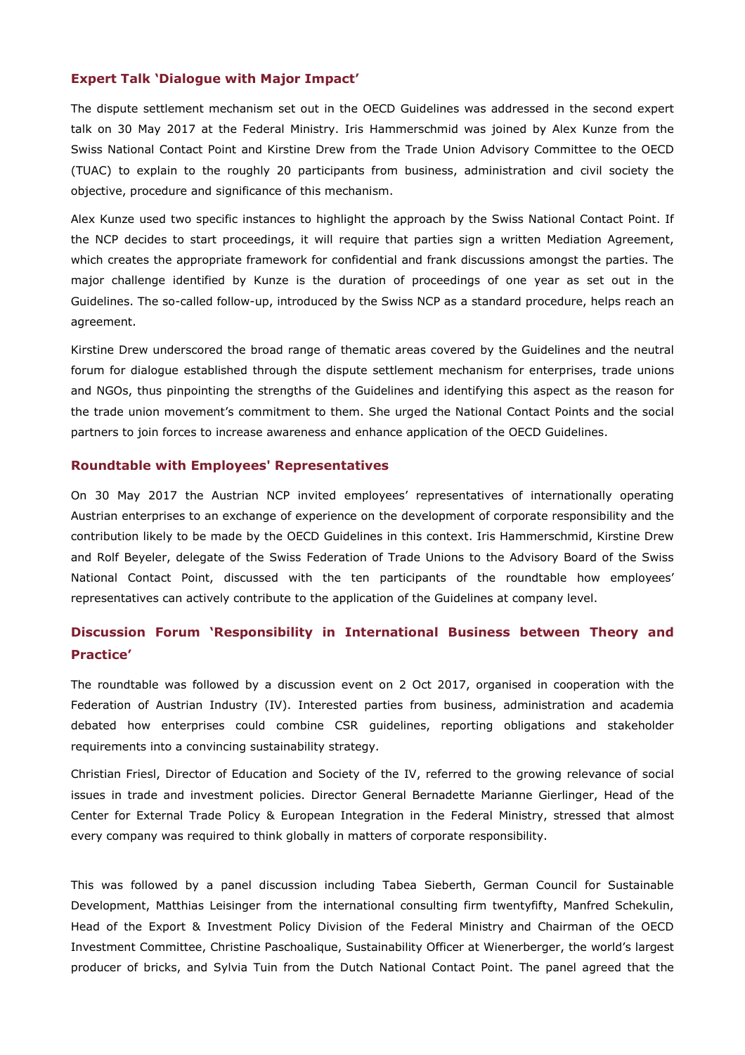### Expert Talk 'Dialogue with Major Impact'

The dispute settlement mechanism set out in the OECD Guidelines was addressed in the second expert talk on 30 May 2017 at the Federal Ministry. Iris Hammerschmid was joined by Alex Kunze from the Swiss National Contact Point and Kirstine Drew from the Trade Union Advisory Committee to the OECD (TUAC) to explain to the roughly 20 participants from business, administration and civil society the objective, procedure and significance of this mechanism.

Alex Kunze used two specific instances to highlight the approach by the Swiss National Contact Point. If the NCP decides to start proceedings, it will require that parties sign a written Mediation Agreement, which creates the appropriate framework for confidential and frank discussions amongst the parties. The major challenge identified by Kunze is the duration of proceedings of one year as set out in the Guidelines. The so-called follow-up, introduced by the Swiss NCP as a standard procedure, helps reach an agreement.

Kirstine Drew underscored the broad range of thematic areas covered by the Guidelines and the neutral forum for dialogue established through the dispute settlement mechanism for enterprises, trade unions and NGOs, thus pinpointing the strengths of the Guidelines and identifying this aspect as the reason for the trade union movement's commitment to them. She urged the National Contact Points and the social partners to join forces to increase awareness and enhance application of the OECD Guidelines.

### Roundtable with Employees' Representatives

On 30 May 2017 the Austrian NCP invited employees' representatives of internationally operating Austrian enterprises to an exchange of experience on the development of corporate responsibility and the contribution likely to be made by the OECD Guidelines in this context. Iris Hammerschmid, Kirstine Drew and Rolf Beyeler, delegate of the Swiss Federation of Trade Unions to the Advisory Board of the Swiss National Contact Point, discussed with the ten participants of the roundtable how employees' representatives can actively contribute to the application of the Guidelines at company level.

### Discussion Forum 'Responsibility in International Business between Theory and Practice'

The roundtable was followed by a discussion event on 2 Oct 2017, organised in cooperation with the Federation of Austrian Industry (IV). Interested parties from business, administration and academia debated how enterprises could combine CSR guidelines, reporting obligations and stakeholder requirements into a convincing sustainability strategy.

Christian Friesl, Director of Education and Society of the IV, referred to the growing relevance of social issues in trade and investment policies. Director General Bernadette Marianne Gierlinger, Head of the Center for External Trade Policy & European Integration in the Federal Ministry, stressed that almost every company was required to think globally in matters of corporate responsibility.

This was followed by a panel discussion including Tabea Sieberth, German Council for Sustainable Development, Matthias Leisinger from the international consulting firm twentyfifty, Manfred Schekulin, Head of the Export & Investment Policy Division of the Federal Ministry and Chairman of the OECD Investment Committee, Christine Paschoalique, Sustainability Officer at Wienerberger, the world's largest producer of bricks, and Sylvia Tuin from the Dutch National Contact Point. The panel agreed that the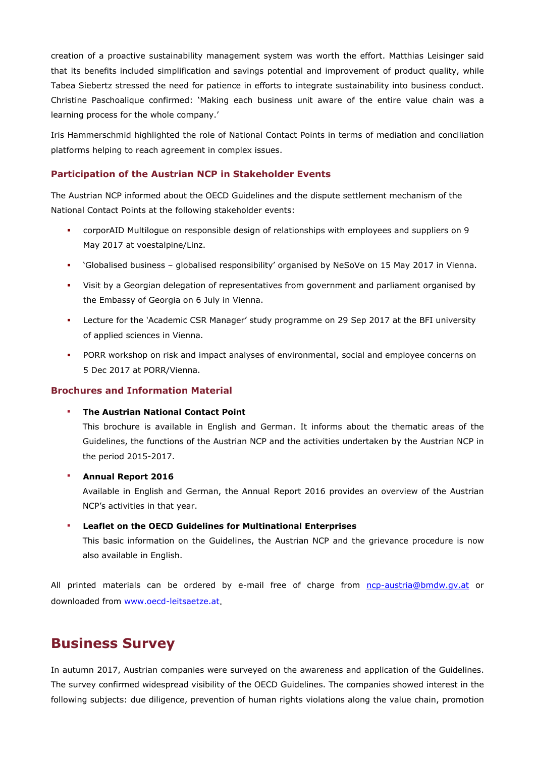creation of a proactive sustainability management system was worth the effort. Matthias Leisinger said that its benefits included simplification and savings potential and improvement of product quality, while Tabea Siebertz stressed the need for patience in efforts to integrate sustainability into business conduct. Christine Paschoalique confirmed: 'Making each business unit aware of the entire value chain was a learning process for the whole company.'

Iris Hammerschmid highlighted the role of National Contact Points in terms of mediation and conciliation platforms helping to reach agreement in complex issues.

### Participation of the Austrian NCP in Stakeholder Events

The Austrian NCP informed about the OECD Guidelines and the dispute settlement mechanism of the National Contact Points at the following stakeholder events:

- corporAID Multilogue on responsible design of relationships with employees and suppliers on 9 May 2017 at voestalpine/Linz.
- 'Globalised business – globalised responsibility' organised by NeSoVe on 15 May 2017 in Vienna.
- Visit by a Georgian delegation of representatives from government and parliament organised by the Embassy of Georgia on 6 July in Vienna.
- Lecture for the 'Academic CSR Manager' study programme on 29 Sep 2017 at the BFI university of applied sciences in Vienna.
- PORR workshop on risk and impact analyses of environmental, social and employee concerns on 5 Dec 2017 at PORR/Vienna.

### Brochures and Information Material

- **The Austrian National Contact Point**
  This brochure is available in English and German. It informs about the thematic areas of the Guidelines, the functions of the Austrian NCP and the activities undertaken by the Austrian NCP in the period 2015-2017.
- **Annual Report 2016**
  Available in English and German, the Annual Report 2016 provides an overview of the Austrian NCP's activities in that year.
- **Leaflet on the OECD Guidelines for Multinational Enterprises**
  This basic information on the Guidelines, the Austrian NCP and the grievance procedure is now also available in English.

All printed materials can be ordered by e-mail free of charge from ncp-austria@bmdw.gv.at or downloaded from www.oecd-leitsaetze.at.

## Business Survey

In autumn 2017, Austrian companies were surveyed on the awareness and application of the Guidelines. The survey confirmed widespread visibility of the OECD Guidelines. The companies showed interest in the following subjects: due diligence, prevention of human rights violations along the value chain, promotion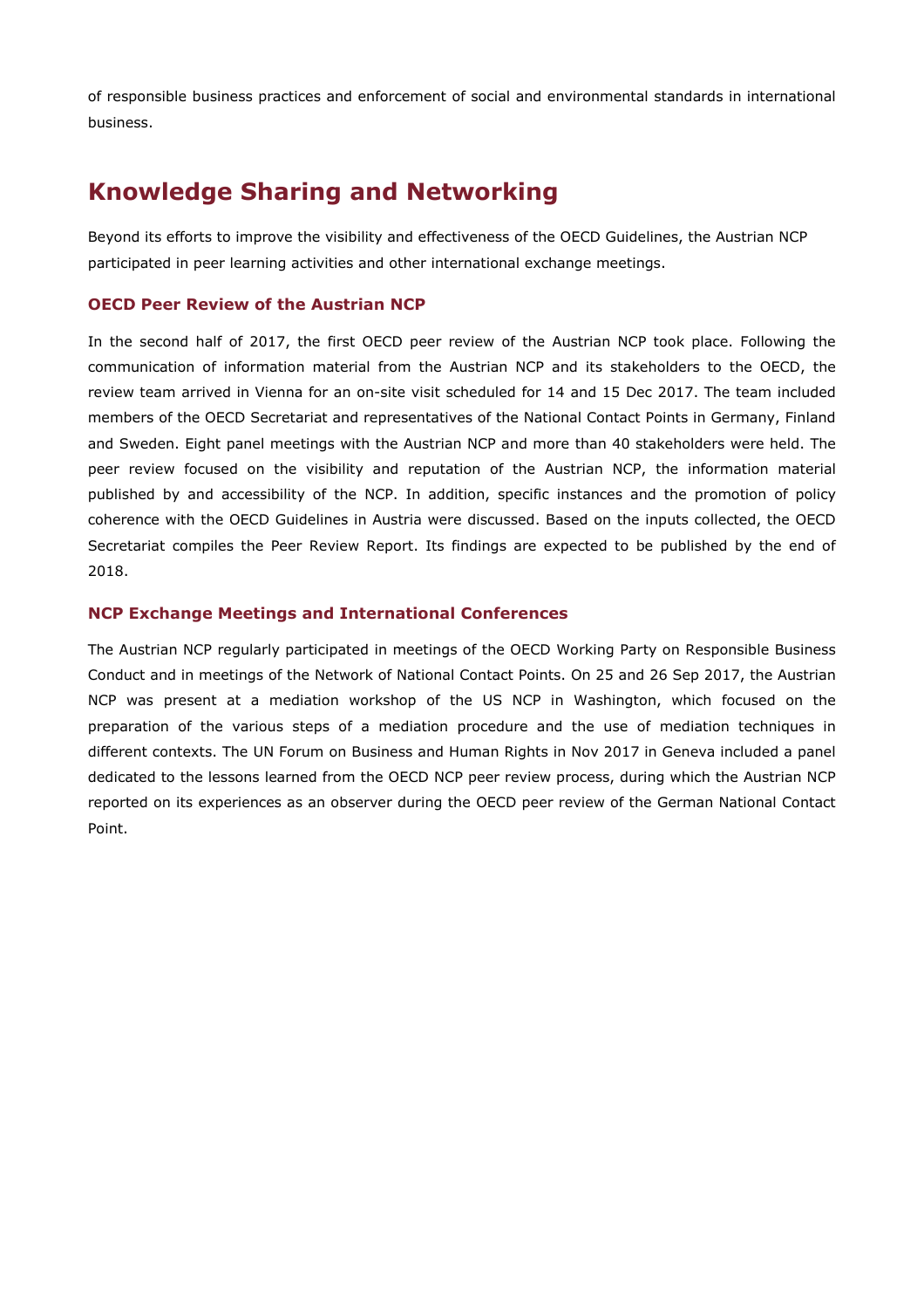of responsible business practices and enforcement of social and environmental standards in international business.

## Knowledge Sharing and Networking

Beyond its efforts to improve the visibility and effectiveness of the OECD Guidelines, the Austrian NCP participated in peer learning activities and other international exchange meetings.

### OECD Peer Review of the Austrian NCP

In the second half of 2017, the first OECD peer review of the Austrian NCP took place. Following the communication of information material from the Austrian NCP and its stakeholders to the OECD, the review team arrived in Vienna for an on-site visit scheduled for 14 and 15 Dec 2017. The team included members of the OECD Secretariat and representatives of the National Contact Points in Germany, Finland and Sweden. Eight panel meetings with the Austrian NCP and more than 40 stakeholders were held. The peer review focused on the visibility and reputation of the Austrian NCP, the information material published by and accessibility of the NCP. In addition, specific instances and the promotion of policy coherence with the OECD Guidelines in Austria were discussed. Based on the inputs collected, the OECD Secretariat compiles the Peer Review Report. Its findings are expected to be published by the end of 2018.

### NCP Exchange Meetings and International Conferences

The Austrian NCP regularly participated in meetings of the OECD Working Party on Responsible Business Conduct and in meetings of the Network of National Contact Points. On 25 and 26 Sep 2017, the Austrian NCP was present at a mediation workshop of the US NCP in Washington, which focused on the preparation of the various steps of a mediation procedure and the use of mediation techniques in different contexts. The UN Forum on Business and Human Rights in Nov 2017 in Geneva included a panel dedicated to the lessons learned from the OECD NCP peer review process, during which the Austrian NCP reported on its experiences as an observer during the OECD peer review of the German National Contact Point.